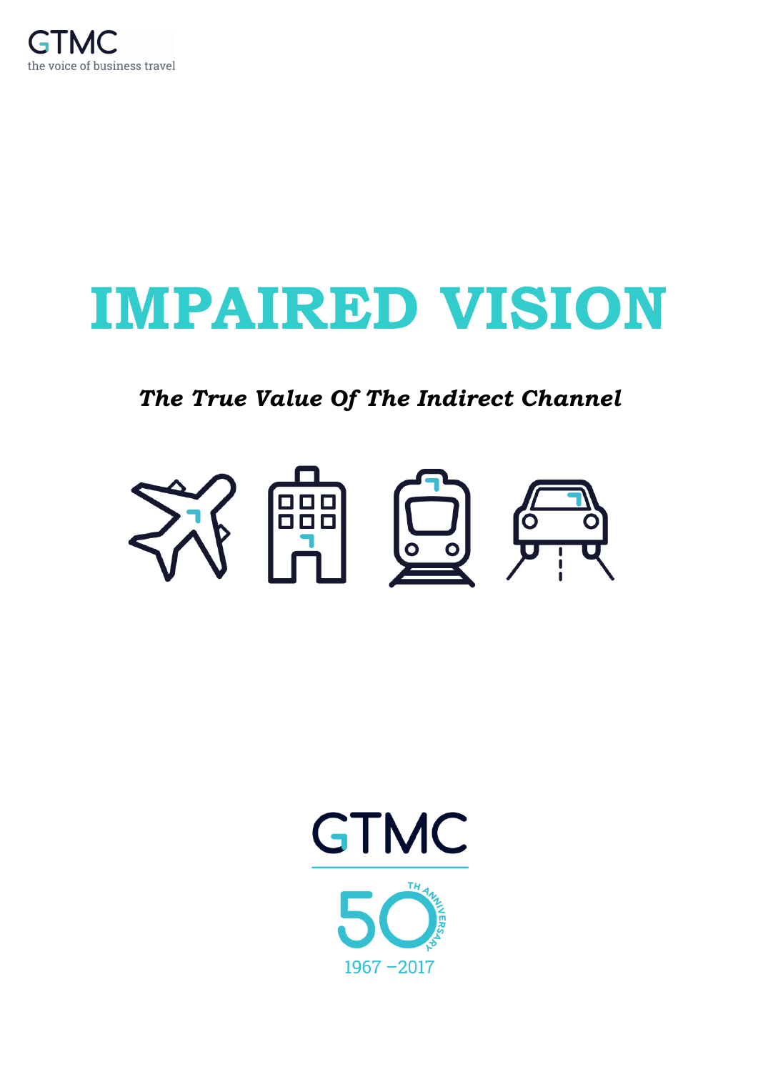GTMC
the voice of business travel

# IMPAIRED VISION

***The True Value Of The Indirect Channel***

GTMC

50TH ANNIVERSARY
1967 –2017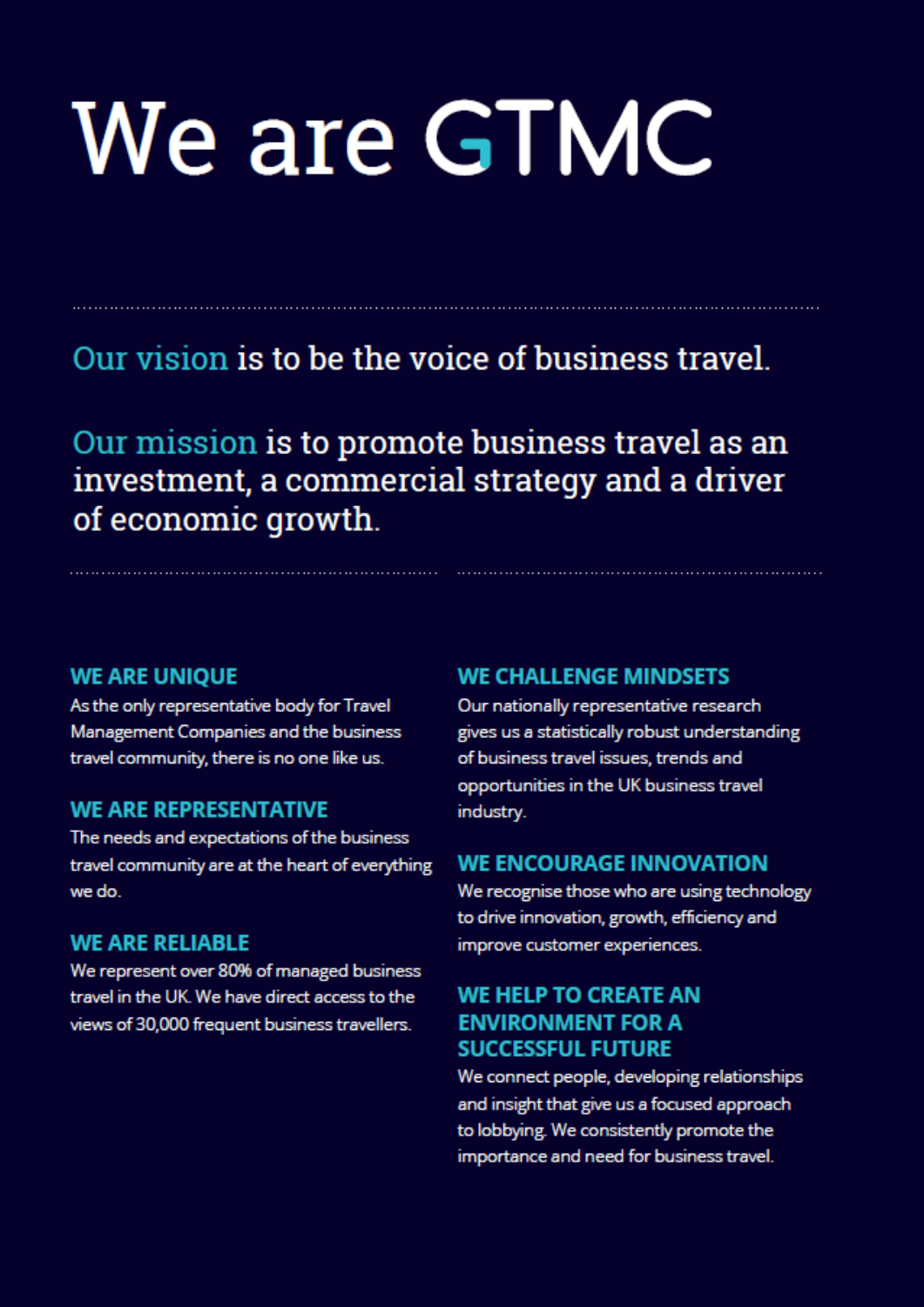# We are GTMC

Our vision is to be the voice of business travel.

Our mission is to promote business travel as an investment, a commercial strategy and a driver of economic growth.

### WE ARE UNIQUE

As the only representative body for Travel Management Companies and the business travel community, there is no one like us.

### WE ARE REPRESENTATIVE

The needs and expectations of the business travel community are at the heart of everything we do.

### WE ARE RELIABLE

We represent over 80% of managed business travel in the UK. We have direct access to the views of 30,000 frequent business travellers.

### WE CHALLENGE MINDSETS

Our nationally representative research gives us a statistically robust understanding of business travel issues, trends and opportunities in the UK business travel industry.

### WE ENCOURAGE INNOVATION

We recognise those who are using technology to drive innovation, growth, efficiency and improve customer experiences.

### WE HELP TO CREATE AN ENVIRONMENT FOR A SUCCESSFUL FUTURE

We connect people, developing relationships and insight that give us a focused approach to lobbying. We consistently promote the importance and need for business travel.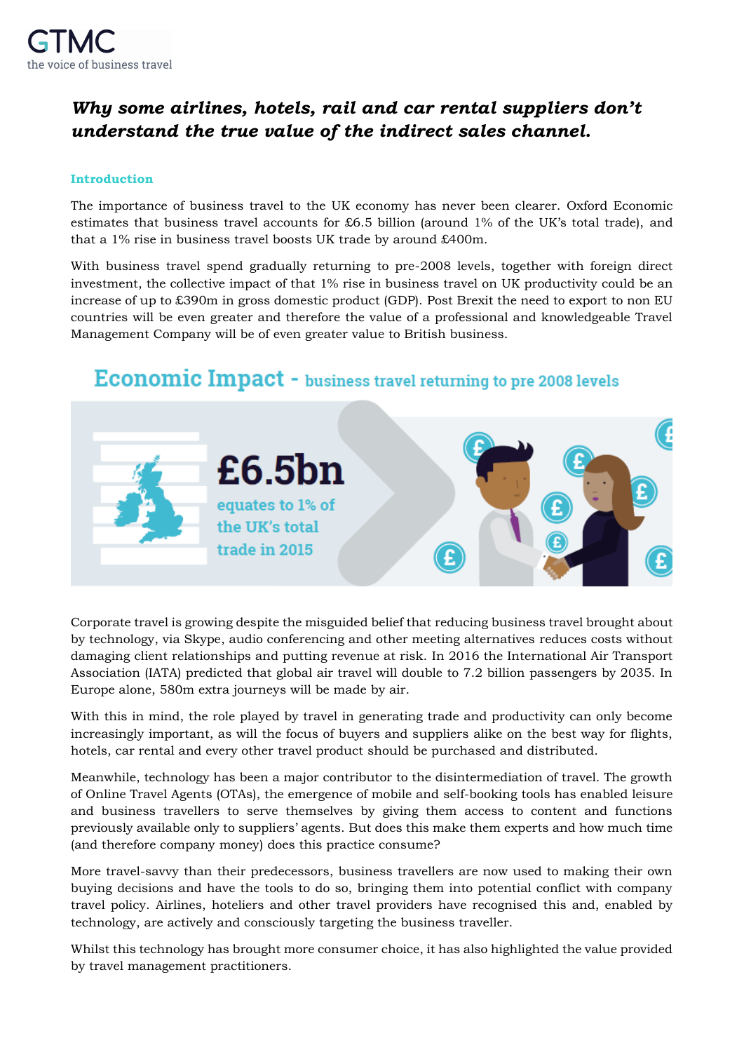# *Why some airlines, hotels, rail and car rental suppliers don't understand the true value of the indirect sales channel.*

## Introduction

The importance of business travel to the UK economy has never been clearer. Oxford Economic estimates that business travel accounts for £6.5 billion (around 1% of the UK's total trade), and that a 1% rise in business travel boosts UK trade by around £400m.

With business travel spend gradually returning to pre-2008 levels, together with foreign direct investment, the collective impact of that 1% rise in business travel on UK productivity could be an increase of up to £390m in gross domestic product (GDP). Post Brexit the need to export to non EU countries will be even greater and therefore the value of a professional and knowledgeable Travel Management Company will be of even greater value to British business.

**Economic Impact - business travel returning to pre 2008 levels**

**£6.5bn** equates to 1% of the UK's total trade in 2015

Corporate travel is growing despite the misguided belief that reducing business travel brought about by technology, via Skype, audio conferencing and other meeting alternatives reduces costs without damaging client relationships and putting revenue at risk. In 2016 the International Air Transport Association (IATA) predicted that global air travel will double to 7.2 billion passengers by 2035. In Europe alone, 580m extra journeys will be made by air.

With this in mind, the role played by travel in generating trade and productivity can only become increasingly important, as will the focus of buyers and suppliers alike on the best way for flights, hotels, car rental and every other travel product should be purchased and distributed.

Meanwhile, technology has been a major contributor to the disintermediation of travel. The growth of Online Travel Agents (OTAs), the emergence of mobile and self-booking tools has enabled leisure and business travellers to serve themselves by giving them access to content and functions previously available only to suppliers' agents. But does this make them experts and how much time (and therefore company money) does this practice consume?

More travel-savvy than their predecessors, business travellers are now used to making their own buying decisions and have the tools to do so, bringing them into potential conflict with company travel policy. Airlines, hoteliers and other travel providers have recognised this and, enabled by technology, are actively and consciously targeting the business traveller.

Whilst this technology has brought more consumer choice, it has also highlighted the value provided by travel management practitioners.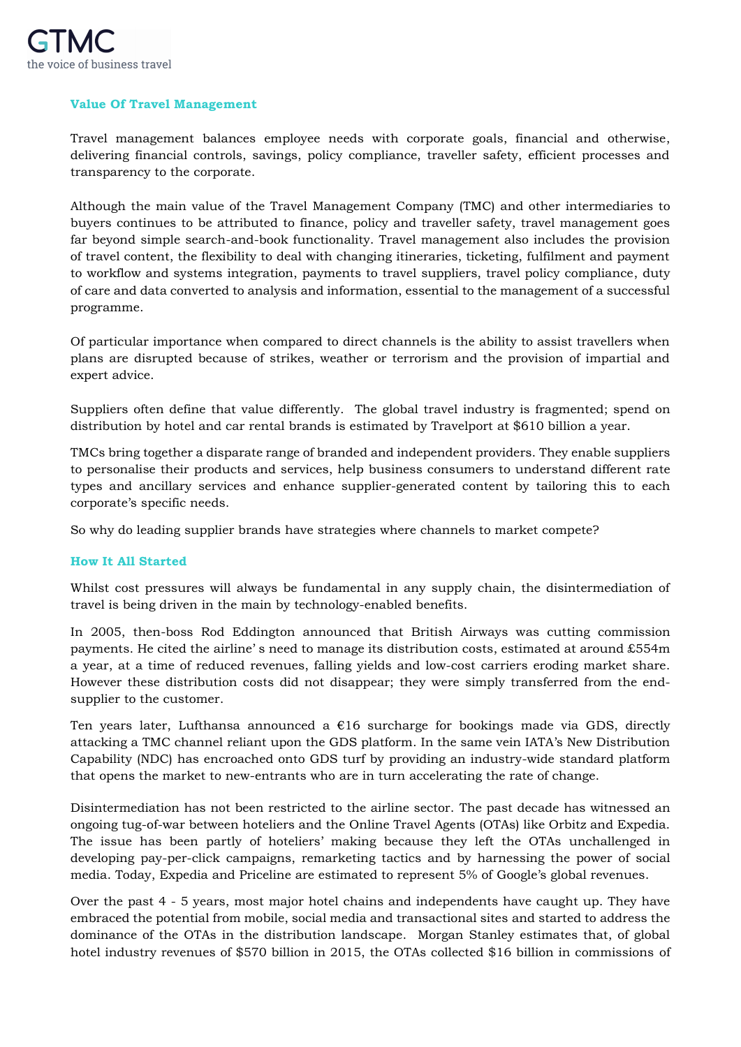### Value Of Travel Management

Travel management balances employee needs with corporate goals, financial and otherwise, delivering financial controls, savings, policy compliance, traveller safety, efficient processes and transparency to the corporate.

Although the main value of the Travel Management Company (TMC) and other intermediaries to buyers continues to be attributed to finance, policy and traveller safety, travel management goes far beyond simple search-and-book functionality. Travel management also includes the provision of travel content, the flexibility to deal with changing itineraries, ticketing, fulfilment and payment to workflow and systems integration, payments to travel suppliers, travel policy compliance, duty of care and data converted to analysis and information, essential to the management of a successful programme.

Of particular importance when compared to direct channels is the ability to assist travellers when plans are disrupted because of strikes, weather or terrorism and the provision of impartial and expert advice.

Suppliers often define that value differently. The global travel industry is fragmented; spend on distribution by hotel and car rental brands is estimated by Travelport at $610 billion a year.

TMCs bring together a disparate range of branded and independent providers. They enable suppliers to personalise their products and services, help business consumers to understand different rate types and ancillary services and enhance supplier-generated content by tailoring this to each corporate's specific needs.

So why do leading supplier brands have strategies where channels to market compete?

### How It All Started

Whilst cost pressures will always be fundamental in any supply chain, the disintermediation of travel is being driven in the main by technology-enabled benefits.

In 2005, then-boss Rod Eddington announced that British Airways was cutting commission payments. He cited the airline' s need to manage its distribution costs, estimated at around £554m a year, at a time of reduced revenues, falling yields and low-cost carriers eroding market share. However these distribution costs did not disappear; they were simply transferred from the end-supplier to the customer.

Ten years later, Lufthansa announced a €16 surcharge for bookings made via GDS, directly attacking a TMC channel reliant upon the GDS platform. In the same vein IATA's New Distribution Capability (NDC) has encroached onto GDS turf by providing an industry-wide standard platform that opens the market to new-entrants who are in turn accelerating the rate of change.

Disintermediation has not been restricted to the airline sector. The past decade has witnessed an ongoing tug-of-war between hoteliers and the Online Travel Agents (OTAs) like Orbitz and Expedia. The issue has been partly of hoteliers' making because they left the OTAs unchallenged in developing pay-per-click campaigns, remarketing tactics and by harnessing the power of social media. Today, Expedia and Priceline are estimated to represent 5% of Google's global revenues.

Over the past 4 - 5 years, most major hotel chains and independents have caught up. They have embraced the potential from mobile, social media and transactional sites and started to address the dominance of the OTAs in the distribution landscape. Morgan Stanley estimates that, of global hotel industry revenues of $570 billion in 2015, the OTAs collected $16 billion in commissions of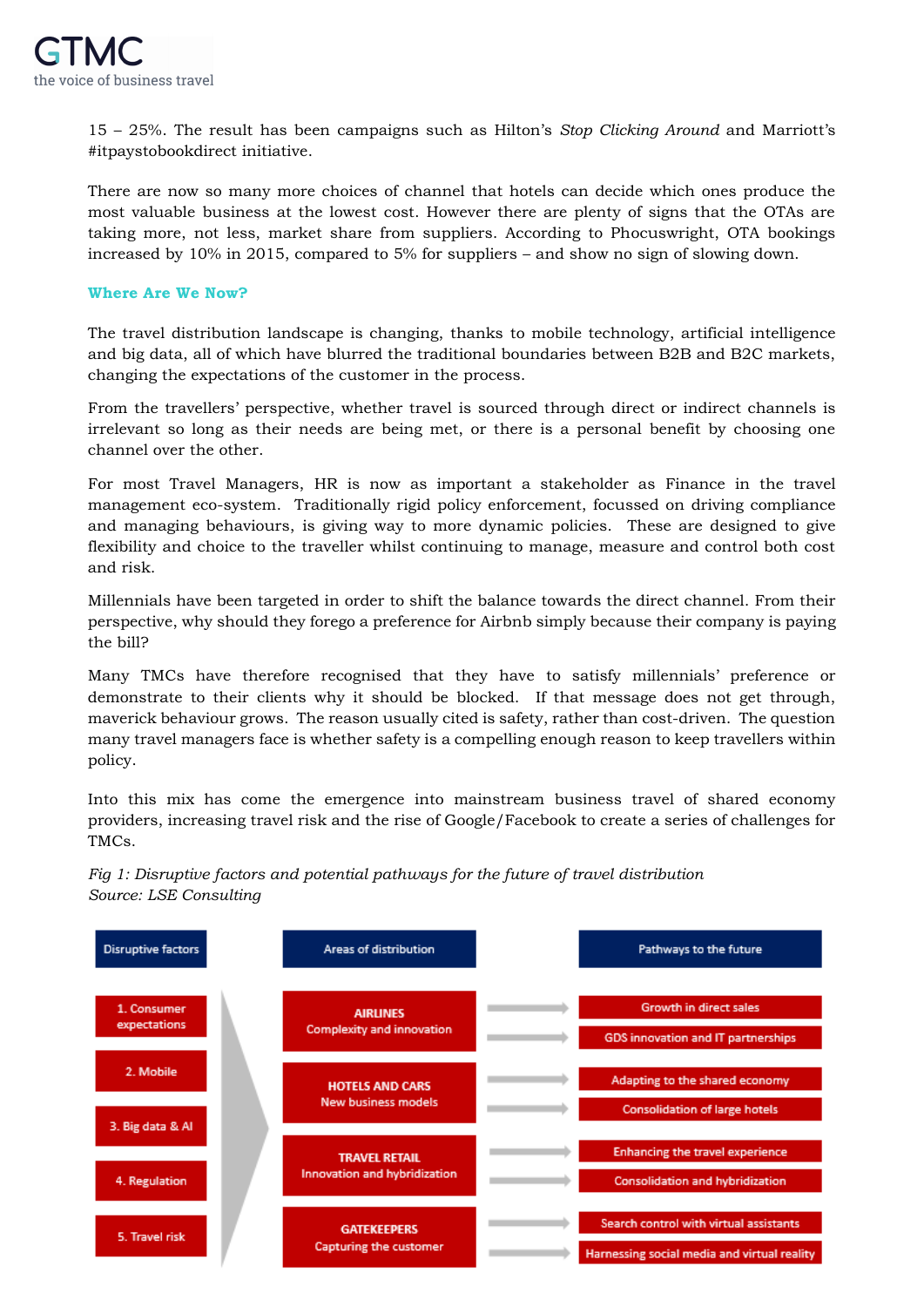15 – 25%. The result has been campaigns such as Hilton's *Stop Clicking Around* and Marriott's #itpaystobookdirect initiative.

There are now so many more choices of channel that hotels can decide which ones produce the most valuable business at the lowest cost. However there are plenty of signs that the OTAs are taking more, not less, market share from suppliers. According to Phocuswright, OTA bookings increased by 10% in 2015, compared to 5% for suppliers – and show no sign of slowing down.

### Where Are We Now?

The travel distribution landscape is changing, thanks to mobile technology, artificial intelligence and big data, all of which have blurred the traditional boundaries between B2B and B2C markets, changing the expectations of the customer in the process.

From the travellers' perspective, whether travel is sourced through direct or indirect channels is irrelevant so long as their needs are being met, or there is a personal benefit by choosing one channel over the other.

For most Travel Managers, HR is now as important a stakeholder as Finance in the travel management eco-system. Traditionally rigid policy enforcement, focussed on driving compliance and managing behaviours, is giving way to more dynamic policies. These are designed to give flexibility and choice to the traveller whilst continuing to manage, measure and control both cost and risk.

Millennials have been targeted in order to shift the balance towards the direct channel. From their perspective, why should they forego a preference for Airbnb simply because their company is paying the bill?

Many TMCs have therefore recognised that they have to satisfy millennials' preference or demonstrate to their clients why it should be blocked. If that message does not get through, maverick behaviour grows. The reason usually cited is safety, rather than cost-driven. The question many travel managers face is whether safety is a compelling enough reason to keep travellers within policy.

Into this mix has come the emergence into mainstream business travel of shared economy providers, increasing travel risk and the rise of Google/Facebook to create a series of challenges for TMCs.

*Fig 1: Disruptive factors and potential pathways for the future of travel distribution*
*Source: LSE Consulting*

| Disruptive factors | Areas of distribution | Pathways to the future |
|---|---|---|
| 1. Consumer expectations | **AIRLINES** Complexity and innovation | Growth in direct sales; GDS innovation and IT partnerships |
| 2. Mobile | **HOTELS AND CARS** New business models | Adapting to the shared economy; Consolidation of large hotels |
| 3. Big data & AI | **TRAVEL RETAIL** Innovation and hybridization | Enhancing the travel experience; Consolidation and hybridization |
| 4. Regulation | **GATEKEEPERS** Capturing the customer | Search control with virtual assistants; Harnessing social media and virtual reality |
| 5. Travel risk | | |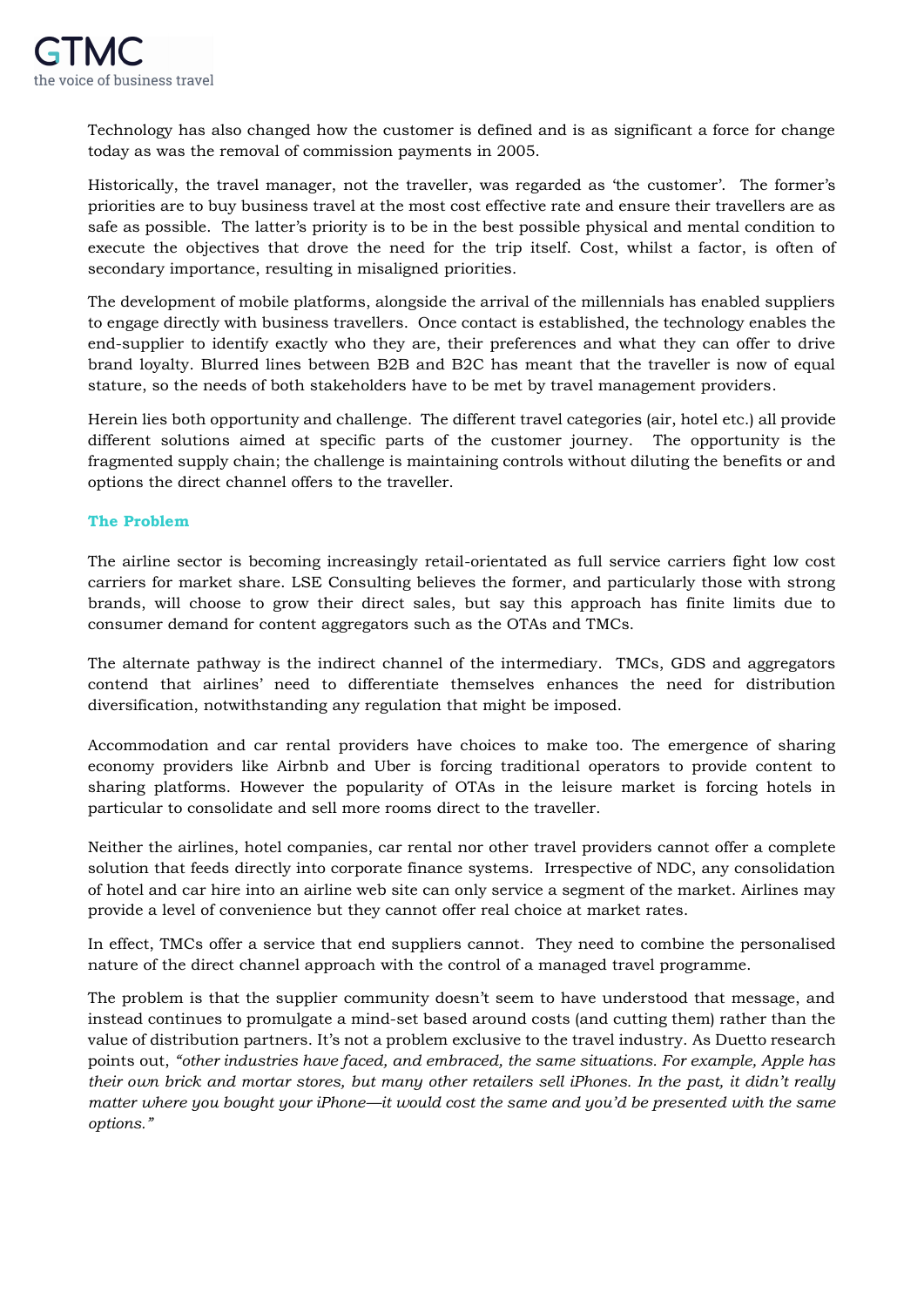Technology has also changed how the customer is defined and is as significant a force for change today as was the removal of commission payments in 2005.

Historically, the travel manager, not the traveller, was regarded as 'the customer'. The former's priorities are to buy business travel at the most cost effective rate and ensure their travellers are as safe as possible. The latter's priority is to be in the best possible physical and mental condition to execute the objectives that drove the need for the trip itself. Cost, whilst a factor, is often of secondary importance, resulting in misaligned priorities.

The development of mobile platforms, alongside the arrival of the millennials has enabled suppliers to engage directly with business travellers. Once contact is established, the technology enables the end-supplier to identify exactly who they are, their preferences and what they can offer to drive brand loyalty. Blurred lines between B2B and B2C has meant that the traveller is now of equal stature, so the needs of both stakeholders have to be met by travel management providers.

Herein lies both opportunity and challenge. The different travel categories (air, hotel etc.) all provide different solutions aimed at specific parts of the customer journey. The opportunity is the fragmented supply chain; the challenge is maintaining controls without diluting the benefits or and options the direct channel offers to the traveller.

### The Problem

The airline sector is becoming increasingly retail-orientated as full service carriers fight low cost carriers for market share. LSE Consulting believes the former, and particularly those with strong brands, will choose to grow their direct sales, but say this approach has finite limits due to consumer demand for content aggregators such as the OTAs and TMCs.

The alternate pathway is the indirect channel of the intermediary. TMCs, GDS and aggregators contend that airlines' need to differentiate themselves enhances the need for distribution diversification, notwithstanding any regulation that might be imposed.

Accommodation and car rental providers have choices to make too. The emergence of sharing economy providers like Airbnb and Uber is forcing traditional operators to provide content to sharing platforms. However the popularity of OTAs in the leisure market is forcing hotels in particular to consolidate and sell more rooms direct to the traveller.

Neither the airlines, hotel companies, car rental nor other travel providers cannot offer a complete solution that feeds directly into corporate finance systems. Irrespective of NDC, any consolidation of hotel and car hire into an airline web site can only service a segment of the market. Airlines may provide a level of convenience but they cannot offer real choice at market rates.

In effect, TMCs offer a service that end suppliers cannot. They need to combine the personalised nature of the direct channel approach with the control of a managed travel programme.

The problem is that the supplier community doesn't seem to have understood that message, and instead continues to promulgate a mind-set based around costs (and cutting them) rather than the value of distribution partners. It's not a problem exclusive to the travel industry. As Duetto research points out, *"other industries have faced, and embraced, the same situations. For example, Apple has their own brick and mortar stores, but many other retailers sell iPhones. In the past, it didn't really matter where you bought your iPhone—it would cost the same and you'd be presented with the same options."*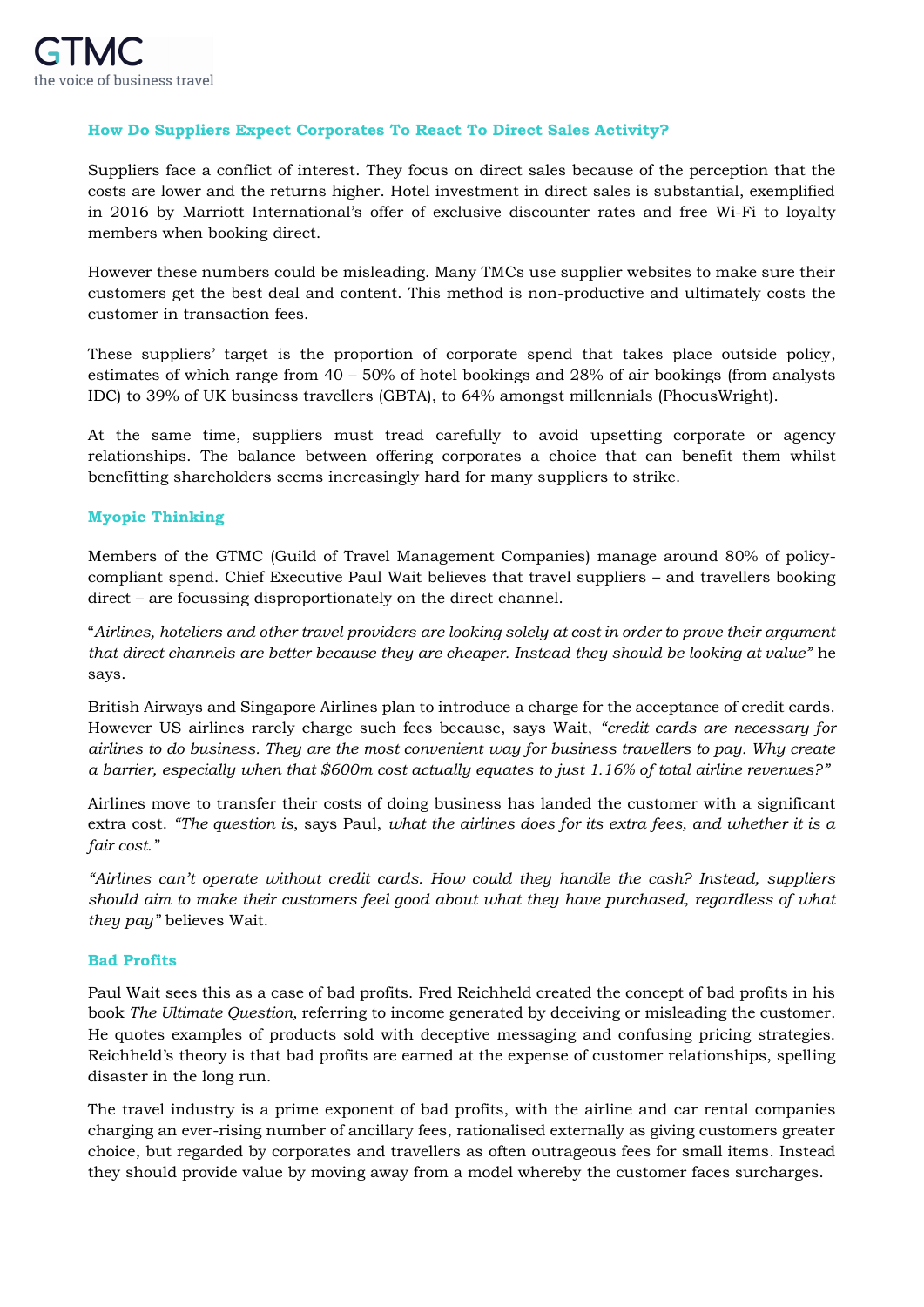### How Do Suppliers Expect Corporates To React To Direct Sales Activity?

Suppliers face a conflict of interest. They focus on direct sales because of the perception that the costs are lower and the returns higher. Hotel investment in direct sales is substantial, exemplified in 2016 by Marriott International's offer of exclusive discounter rates and free Wi-Fi to loyalty members when booking direct.

However these numbers could be misleading. Many TMCs use supplier websites to make sure their customers get the best deal and content. This method is non-productive and ultimately costs the customer in transaction fees.

These suppliers' target is the proportion of corporate spend that takes place outside policy, estimates of which range from 40 – 50% of hotel bookings and 28% of air bookings (from analysts IDC) to 39% of UK business travellers (GBTA), to 64% amongst millennials (PhocusWright).

At the same time, suppliers must tread carefully to avoid upsetting corporate or agency relationships. The balance between offering corporates a choice that can benefit them whilst benefitting shareholders seems increasingly hard for many suppliers to strike.

### Myopic Thinking

Members of the GTMC (Guild of Travel Management Companies) manage around 80% of policy-compliant spend. Chief Executive Paul Wait believes that travel suppliers – and travellers booking direct – are focussing disproportionately on the direct channel.

"*Airlines, hoteliers and other travel providers are looking solely at cost in order to prove their argument that direct channels are better because they are cheaper. Instead they should be looking at value"* he says.

British Airways and Singapore Airlines plan to introduce a charge for the acceptance of credit cards. However US airlines rarely charge such fees because, says Wait, *"credit cards are necessary for airlines to do business. They are the most convenient way for business travellers to pay. Why create a barrier, especially when that $600m cost actually equates to just 1.16% of total airline revenues?"*

Airlines move to transfer their costs of doing business has landed the customer with a significant extra cost. *"The question is*, says Paul, *what the airlines does for its extra fees, and whether it is a fair cost."*

*"Airlines can't operate without credit cards. How could they handle the cash? Instead, suppliers should aim to make their customers feel good about what they have purchased, regardless of what they pay"* believes Wait.

### Bad Profits

Paul Wait sees this as a case of bad profits. Fred Reichheld created the concept of bad profits in his book *The Ultimate Question,* referring to income generated by deceiving or misleading the customer. He quotes examples of products sold with deceptive messaging and confusing pricing strategies. Reichheld's theory is that bad profits are earned at the expense of customer relationships, spelling disaster in the long run.

The travel industry is a prime exponent of bad profits, with the airline and car rental companies charging an ever-rising number of ancillary fees, rationalised externally as giving customers greater choice, but regarded by corporates and travellers as often outrageous fees for small items. Instead they should provide value by moving away from a model whereby the customer faces surcharges.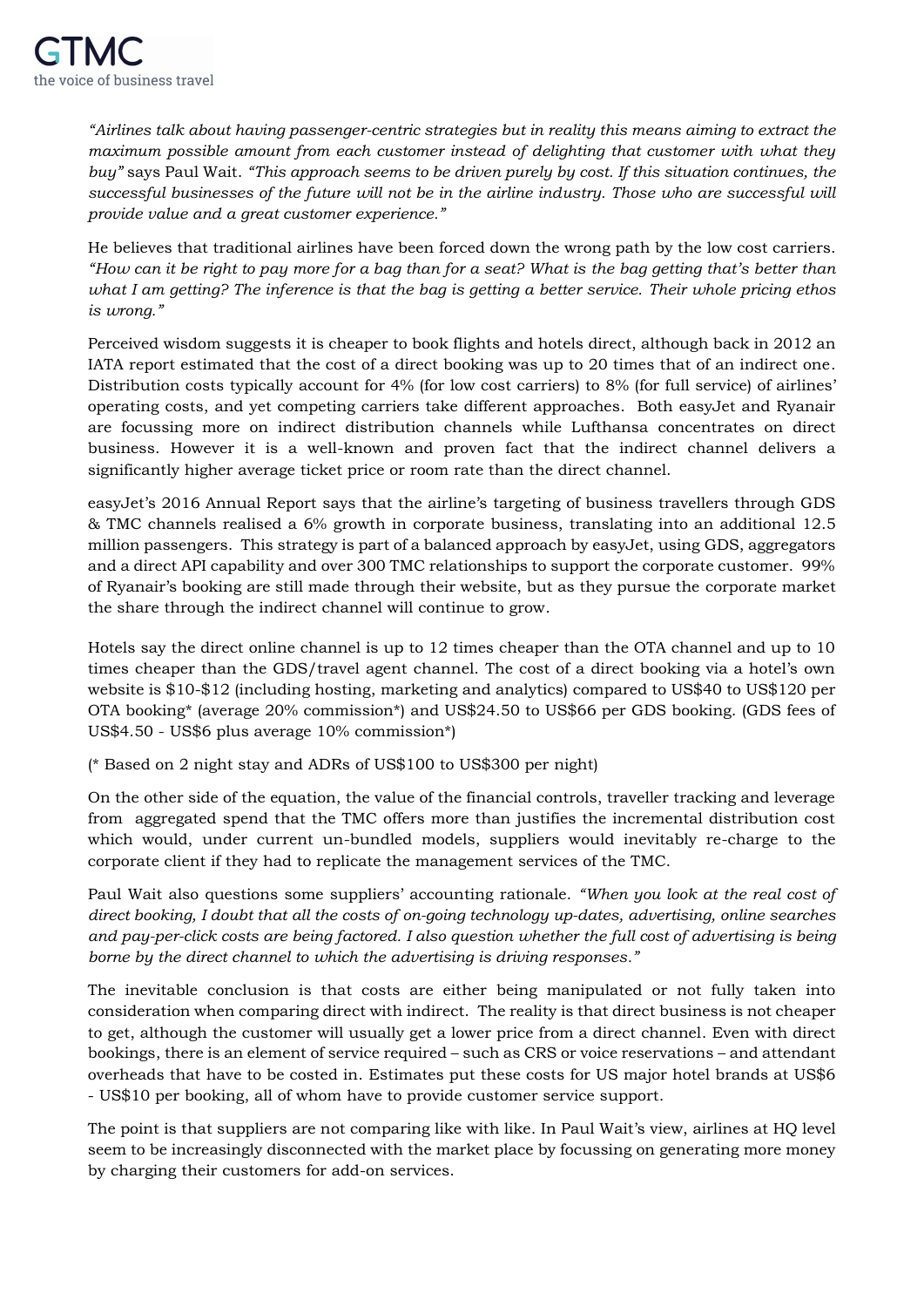*"Airlines talk about having passenger-centric strategies but in reality this means aiming to extract the maximum possible amount from each customer instead of delighting that customer with what they buy"* says Paul Wait. *"This approach seems to be driven purely by cost. If this situation continues, the successful businesses of the future will not be in the airline industry. Those who are successful will provide value and a great customer experience."*

He believes that traditional airlines have been forced down the wrong path by the low cost carriers. *"How can it be right to pay more for a bag than for a seat? What is the bag getting that's better than what I am getting? The inference is that the bag is getting a better service. Their whole pricing ethos is wrong."*

Perceived wisdom suggests it is cheaper to book flights and hotels direct, although back in 2012 an IATA report estimated that the cost of a direct booking was up to 20 times that of an indirect one. Distribution costs typically account for 4% (for low cost carriers) to 8% (for full service) of airlines' operating costs, and yet competing carriers take different approaches. Both easyJet and Ryanair are focussing more on indirect distribution channels while Lufthansa concentrates on direct business. However it is a well-known and proven fact that the indirect channel delivers a significantly higher average ticket price or room rate than the direct channel.

easyJet's 2016 Annual Report says that the airline's targeting of business travellers through GDS & TMC channels realised a 6% growth in corporate business, translating into an additional 12.5 million passengers. This strategy is part of a balanced approach by easyJet, using GDS, aggregators and a direct API capability and over 300 TMC relationships to support the corporate customer. 99% of Ryanair's booking are still made through their website, but as they pursue the corporate market the share through the indirect channel will continue to grow.

Hotels say the direct online channel is up to 12 times cheaper than the OTA channel and up to 10 times cheaper than the GDS/travel agent channel. The cost of a direct booking via a hotel's own website is $10-$12 (including hosting, marketing and analytics) compared to US$40 to US$120 per OTA booking* (average 20% commission*) and US$24.50 to US$66 per GDS booking. (GDS fees of US$4.50 - US$6 plus average 10% commission*)

(* Based on 2 night stay and ADRs of US$100 to US$300 per night)

On the other side of the equation, the value of the financial controls, traveller tracking and leverage from aggregated spend that the TMC offers more than justifies the incremental distribution cost which would, under current un-bundled models, suppliers would inevitably re-charge to the corporate client if they had to replicate the management services of the TMC.

Paul Wait also questions some suppliers' accounting rationale. *"When you look at the real cost of direct booking, I doubt that all the costs of on-going technology up-dates, advertising, online searches and pay-per-click costs are being factored. I also question whether the full cost of advertising is being borne by the direct channel to which the advertising is driving responses."*

The inevitable conclusion is that costs are either being manipulated or not fully taken into consideration when comparing direct with indirect. The reality is that direct business is not cheaper to get, although the customer will usually get a lower price from a direct channel. Even with direct bookings, there is an element of service required – such as CRS or voice reservations – and attendant overheads that have to be costed in. Estimates put these costs for US major hotel brands at US$6 - US$10 per booking, all of whom have to provide customer service support.

The point is that suppliers are not comparing like with like. In Paul Wait's view, airlines at HQ level seem to be increasingly disconnected with the market place by focussing on generating more money by charging their customers for add-on services.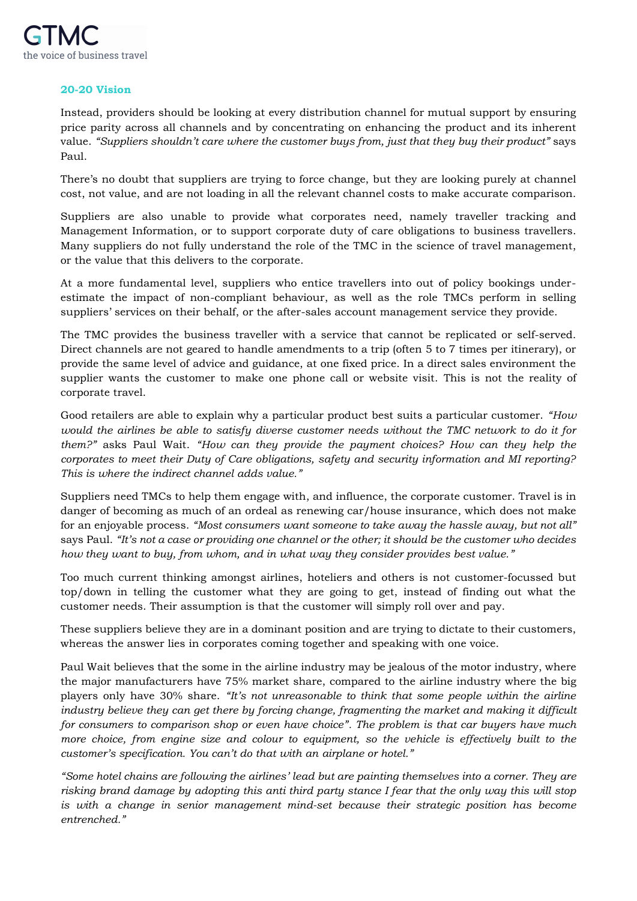## 20-20 Vision

Instead, providers should be looking at every distribution channel for mutual support by ensuring price parity across all channels and by concentrating on enhancing the product and its inherent value. *"Suppliers shouldn't care where the customer buys from, just that they buy their product"* says Paul.

There's no doubt that suppliers are trying to force change, but they are looking purely at channel cost, not value, and are not loading in all the relevant channel costs to make accurate comparison.

Suppliers are also unable to provide what corporates need, namely traveller tracking and Management Information, or to support corporate duty of care obligations to business travellers. Many suppliers do not fully understand the role of the TMC in the science of travel management, or the value that this delivers to the corporate.

At a more fundamental level, suppliers who entice travellers into out of policy bookings under-estimate the impact of non-compliant behaviour, as well as the role TMCs perform in selling suppliers' services on their behalf, or the after-sales account management service they provide.

The TMC provides the business traveller with a service that cannot be replicated or self-served. Direct channels are not geared to handle amendments to a trip (often 5 to 7 times per itinerary), or provide the same level of advice and guidance, at one fixed price. In a direct sales environment the supplier wants the customer to make one phone call or website visit. This is not the reality of corporate travel.

Good retailers are able to explain why a particular product best suits a particular customer. *"How would the airlines be able to satisfy diverse customer needs without the TMC network to do it for them?"* asks Paul Wait. *"How can they provide the payment choices? How can they help the corporates to meet their Duty of Care obligations, safety and security information and MI reporting? This is where the indirect channel adds value."*

Suppliers need TMCs to help them engage with, and influence, the corporate customer. Travel is in danger of becoming as much of an ordeal as renewing car/house insurance, which does not make for an enjoyable process. *"Most consumers want someone to take away the hassle away, but not all"* says Paul. *"It's not a case or providing one channel or the other; it should be the customer who decides how they want to buy, from whom, and in what way they consider provides best value."*

Too much current thinking amongst airlines, hoteliers and others is not customer-focussed but top/down in telling the customer what they are going to get, instead of finding out what the customer needs. Their assumption is that the customer will simply roll over and pay.

These suppliers believe they are in a dominant position and are trying to dictate to their customers, whereas the answer lies in corporates coming together and speaking with one voice.

Paul Wait believes that the some in the airline industry may be jealous of the motor industry, where the major manufacturers have 75% market share, compared to the airline industry where the big players only have 30% share. *"It's not unreasonable to think that some people within the airline industry believe they can get there by forcing change, fragmenting the market and making it difficult for consumers to comparison shop or even have choice". The problem is that car buyers have much more choice, from engine size and colour to equipment, so the vehicle is effectively built to the customer's specification. You can't do that with an airplane or hotel."*

*"Some hotel chains are following the airlines' lead but are painting themselves into a corner. They are risking brand damage by adopting this anti third party stance I fear that the only way this will stop is with a change in senior management mind-set because their strategic position has become entrenched."*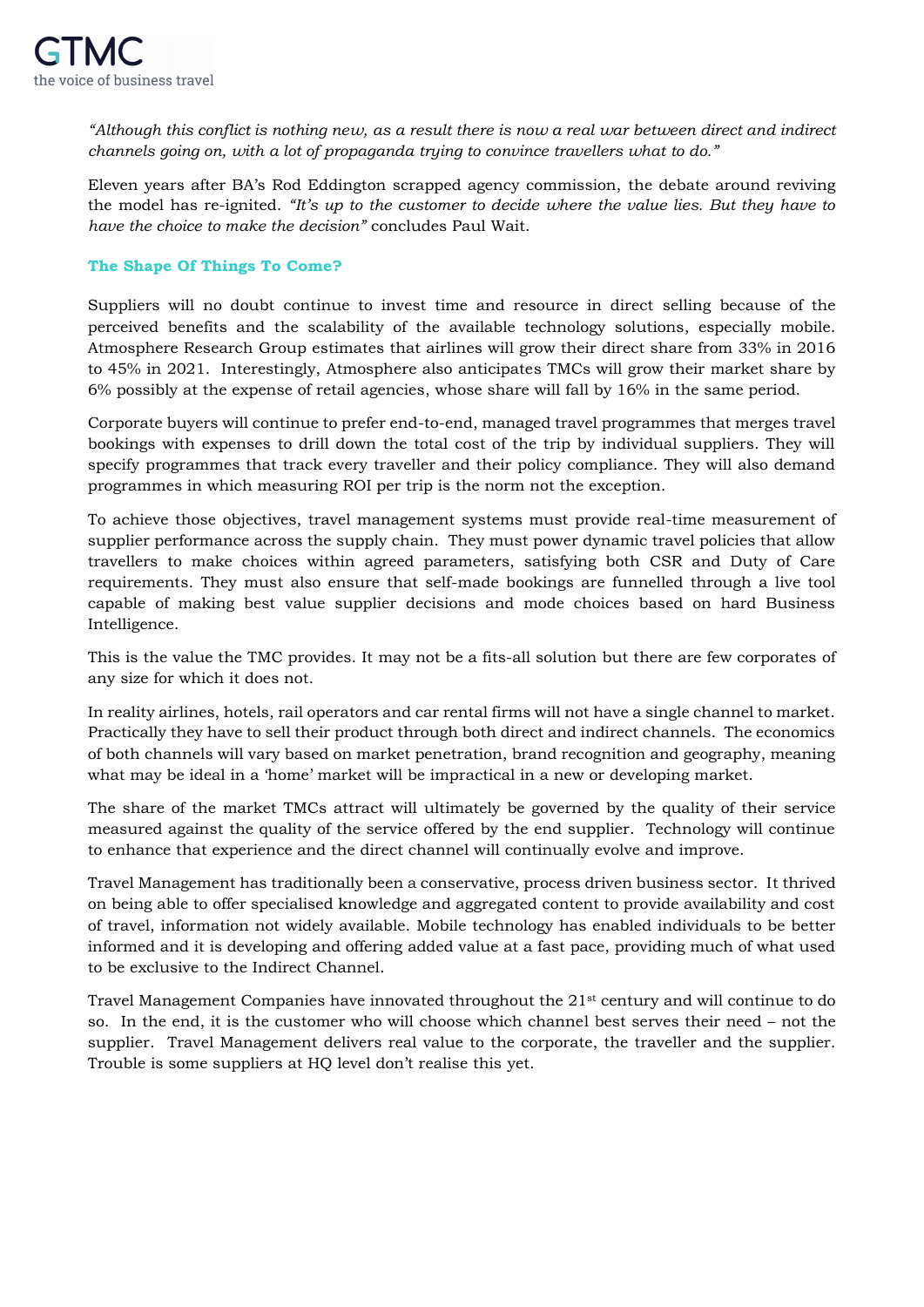*"Although this conflict is nothing new, as a result there is now a real war between direct and indirect channels going on, with a lot of propaganda trying to convince travellers what to do."*

Eleven years after BA's Rod Eddington scrapped agency commission, the debate around reviving the model has re-ignited. *"It's up to the customer to decide where the value lies. But they have to have the choice to make the decision"* concludes Paul Wait.

### The Shape Of Things To Come?

Suppliers will no doubt continue to invest time and resource in direct selling because of the perceived benefits and the scalability of the available technology solutions, especially mobile. Atmosphere Research Group estimates that airlines will grow their direct share from 33% in 2016 to 45% in 2021. Interestingly, Atmosphere also anticipates TMCs will grow their market share by 6% possibly at the expense of retail agencies, whose share will fall by 16% in the same period.

Corporate buyers will continue to prefer end-to-end, managed travel programmes that merges travel bookings with expenses to drill down the total cost of the trip by individual suppliers. They will specify programmes that track every traveller and their policy compliance. They will also demand programmes in which measuring ROI per trip is the norm not the exception.

To achieve those objectives, travel management systems must provide real-time measurement of supplier performance across the supply chain. They must power dynamic travel policies that allow travellers to make choices within agreed parameters, satisfying both CSR and Duty of Care requirements. They must also ensure that self-made bookings are funnelled through a live tool capable of making best value supplier decisions and mode choices based on hard Business Intelligence.

This is the value the TMC provides. It may not be a fits-all solution but there are few corporates of any size for which it does not.

In reality airlines, hotels, rail operators and car rental firms will not have a single channel to market. Practically they have to sell their product through both direct and indirect channels. The economics of both channels will vary based on market penetration, brand recognition and geography, meaning what may be ideal in a 'home' market will be impractical in a new or developing market.

The share of the market TMCs attract will ultimately be governed by the quality of their service measured against the quality of the service offered by the end supplier. Technology will continue to enhance that experience and the direct channel will continually evolve and improve.

Travel Management has traditionally been a conservative, process driven business sector. It thrived on being able to offer specialised knowledge and aggregated content to provide availability and cost of travel, information not widely available. Mobile technology has enabled individuals to be better informed and it is developing and offering added value at a fast pace, providing much of what used to be exclusive to the Indirect Channel.

Travel Management Companies have innovated throughout the 21st century and will continue to do so. In the end, it is the customer who will choose which channel best serves their need – not the supplier. Travel Management delivers real value to the corporate, the traveller and the supplier. Trouble is some suppliers at HQ level don't realise this yet.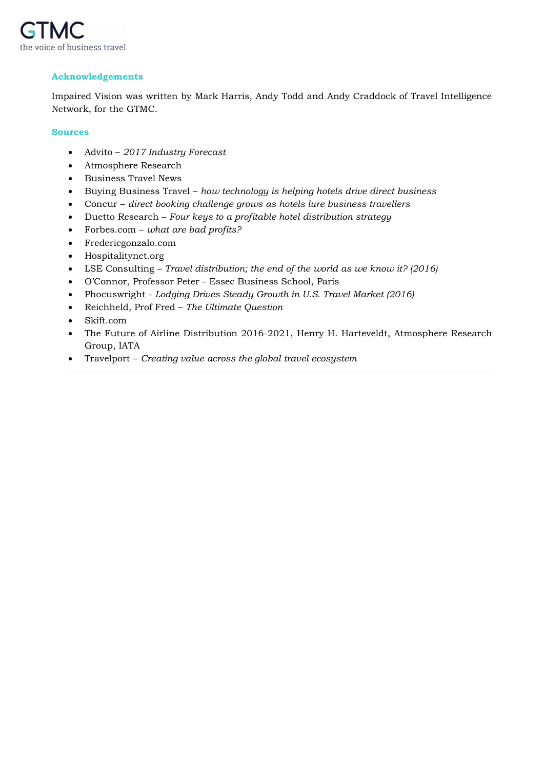## Acknowledgements

Impaired Vision was written by Mark Harris, Andy Todd and Andy Craddock of Travel Intelligence Network, for the GTMC.

## Sources

- Advito – *2017 Industry Forecast*
- Atmosphere Research
- Business Travel News
- Buying Business Travel – *how technology is helping hotels drive direct business*
- Concur – *direct booking challenge grows as hotels lure business travellers*
- Duetto Research – *Four keys to a profitable hotel distribution strategy*
- Forbes.com – *what are bad profits?*
- Fredericgonzalo.com
- Hospitalitynet.org
- LSE Consulting – *Travel distribution; the end of the world as we know it? (2016)*
- O'Connor, Professor Peter - Essec Business School, Paris
- Phocuswright - *Lodging Drives Steady Growth in U.S. Travel Market (2016)*
- Reichheld, Prof Fred – *The Ultimate Question*
- Skift.com
- The Future of Airline Distribution 2016-2021, Henry H. Harteveldt, Atmosphere Research Group, IATA
- Travelport – *Creating value across the global travel ecosystem*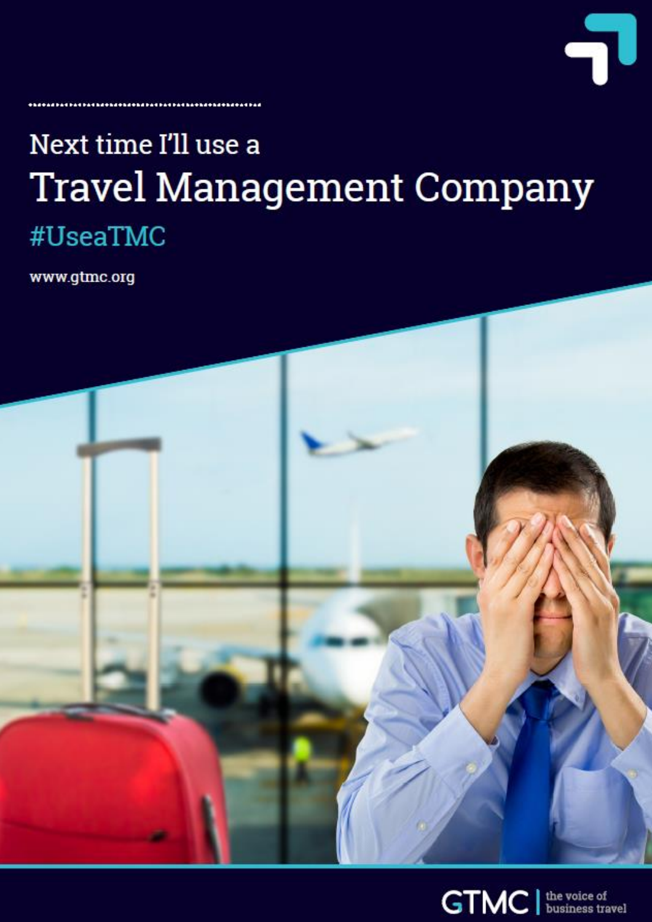Next time I'll use a

# Travel Management Company

#UseaTMC

www.gtmc.org

GTMC | the voice of business travel